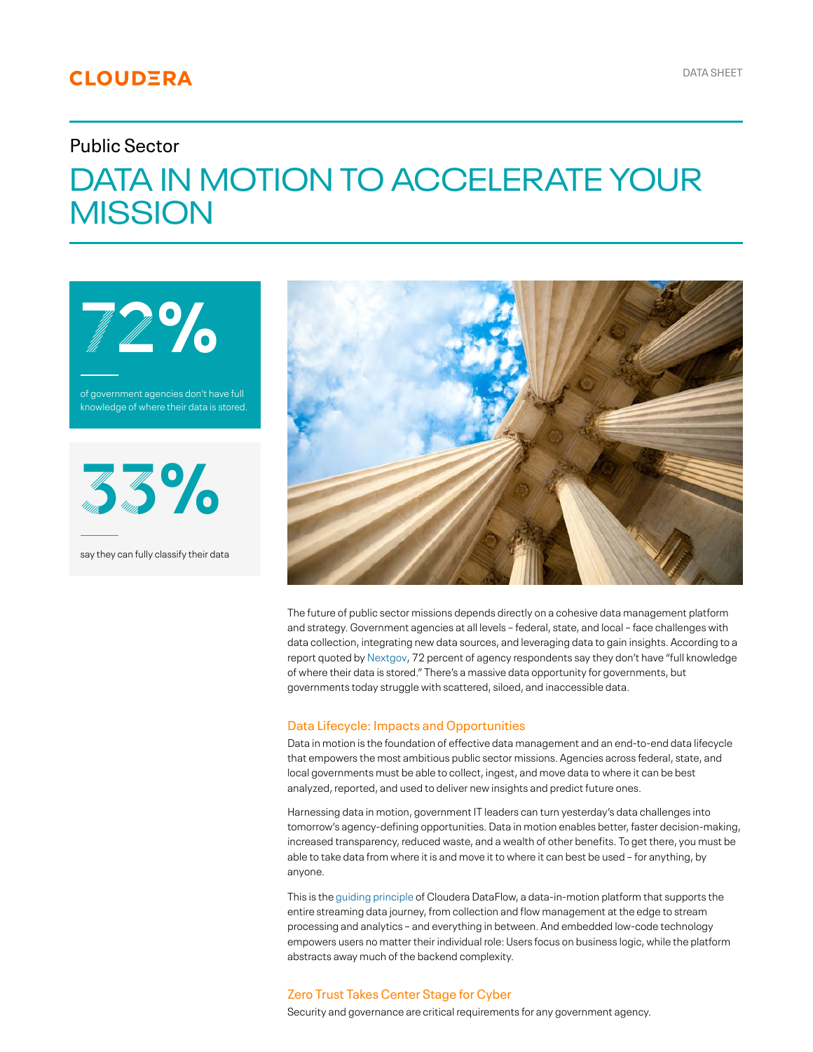CLOUDERA

DATA SHEET

Public Sector

# DATA IN MOTION TO ACCELERATE YOUR MISSION

**72%**

of government agencies don't have full knowledge of where their data is stored.

**33%**

say they can fully classify their data

The future of public sector missions depends directly on a cohesive data management platform and strategy. Government agencies at all levels – federal, state, and local – face challenges with data collection, integrating new data sources, and leveraging data to gain insights. According to a report quoted by Nextgov, 72 percent of agency respondents say they don't have "full knowledge of where their data is stored." There's a massive data opportunity for governments, but governments today struggle with scattered, siloed, and inaccessible data.

## Data Lifecycle: Impacts and Opportunities

Data in motion is the foundation of effective data management and an end-to-end data lifecycle that empowers the most ambitious public sector missions. Agencies across federal, state, and local governments must be able to collect, ingest, and move data to where it can be best analyzed, reported, and used to deliver new insights and predict future ones.

Harnessing data in motion, government IT leaders can turn yesterday's data challenges into tomorrow's agency-defining opportunities. Data in motion enables better, faster decision-making, increased transparency, reduced waste, and a wealth of other benefits. To get there, you must be able to take data from where it is and move it to where it can best be used – for anything, by anyone.

This is the guiding principle of Cloudera DataFlow, a data-in-motion platform that supports the entire streaming data journey, from collection and flow management at the edge to stream processing and analytics – and everything in between. And embedded low-code technology empowers users no matter their individual role: Users focus on business logic, while the platform abstracts away much of the backend complexity.

## Zero Trust Takes Center Stage for Cyber

Security and governance are critical requirements for any government agency.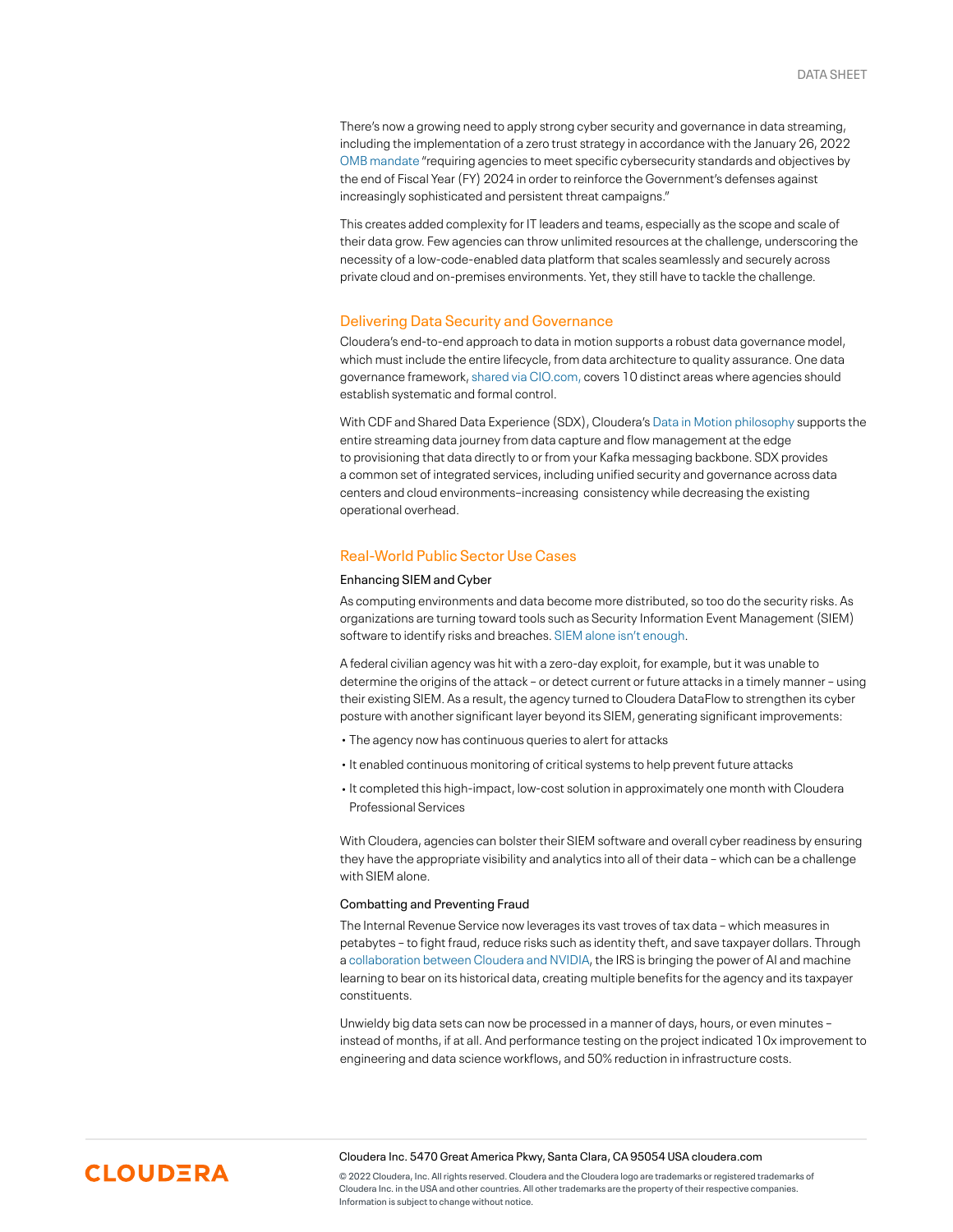There's now a growing need to apply strong cyber security and governance in data streaming, including the implementation of a zero trust strategy in accordance with the January 26, 2022 OMB mandate "requiring agencies to meet specific cybersecurity standards and objectives by the end of Fiscal Year (FY) 2024 in order to reinforce the Government's defenses against increasingly sophisticated and persistent threat campaigns."

This creates added complexity for IT leaders and teams, especially as the scope and scale of their data grow. Few agencies can throw unlimited resources at the challenge, underscoring the necessity of a low-code-enabled data platform that scales seamlessly and securely across private cloud and on-premises environments. Yet, they still have to tackle the challenge.

## Delivering Data Security and Governance

Cloudera's end-to-end approach to data in motion supports a robust data governance model, which must include the entire lifecycle, from data architecture to quality assurance. One data governance framework, shared via CIO.com, covers 10 distinct areas where agencies should establish systematic and formal control.

With CDF and Shared Data Experience (SDX), Cloudera's Data in Motion philosophy supports the entire streaming data journey from data capture and flow management at the edge to provisioning that data directly to or from your Kafka messaging backbone. SDX provides a common set of integrated services, including unified security and governance across data centers and cloud environments–increasing consistency while decreasing the existing operational overhead.

## Real-World Public Sector Use Cases

### Enhancing SIEM and Cyber

As computing environments and data become more distributed, so too do the security risks. As organizations are turning toward tools such as Security Information Event Management (SIEM) software to identify risks and breaches. SIEM alone isn't enough.

A federal civilian agency was hit with a zero-day exploit, for example, but it was unable to determine the origins of the attack – or detect current or future attacks in a timely manner – using their existing SIEM. As a result, the agency turned to Cloudera DataFlow to strengthen its cyber posture with another significant layer beyond its SIEM, generating significant improvements:

- The agency now has continuous queries to alert for attacks
- It enabled continuous monitoring of critical systems to help prevent future attacks
- It completed this high-impact, low-cost solution in approximately one month with Cloudera Professional Services

With Cloudera, agencies can bolster their SIEM software and overall cyber readiness by ensuring they have the appropriate visibility and analytics into all of their data – which can be a challenge with SIEM alone.

### Combatting and Preventing Fraud

The Internal Revenue Service now leverages its vast troves of tax data – which measures in petabytes – to fight fraud, reduce risks such as identity theft, and save taxpayer dollars. Through a collaboration between Cloudera and NVIDIA, the IRS is bringing the power of AI and machine learning to bear on its historical data, creating multiple benefits for the agency and its taxpayer constituents.

Unwieldy big data sets can now be processed in a manner of days, hours, or even minutes – instead of months, if at all. And performance testing on the project indicated 10x improvement to engineering and data science workflows, and 50% reduction in infrastructure costs.

CLOUDERA

Cloudera Inc. 5470 Great America Pkwy, Santa Clara, CA 95054 USA cloudera.com

© 2022 Cloudera, Inc. All rights reserved. Cloudera and the Cloudera logo are trademarks or registered trademarks of Cloudera Inc. in the USA and other countries. All other trademarks are the property of their respective companies. Information is subject to change without notice.